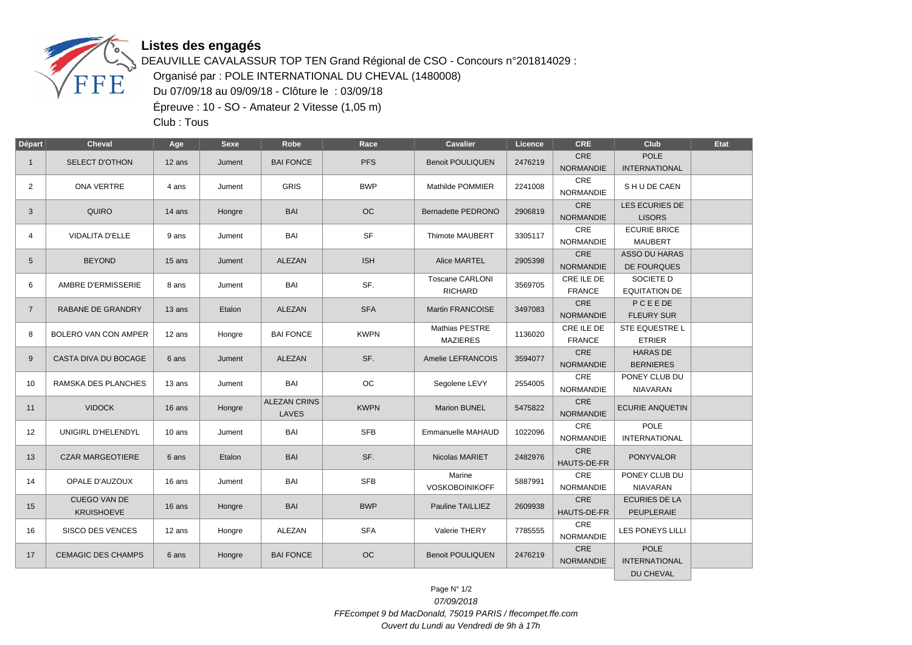# Listes des engagés

DEAUVILLE CAVALASSUR TOP TEN Grand Régional de CSO - Concours n°201814029 :

Organisé par : POLE INTERNATIONAL DU CHEVAL (1480008)

Du 07/09/18 au 09/09/18 - Clôture le : 03/09/18

Épreuve : 10 - SO - Amateur 2 Vitesse (1,05 m)

Club : Tous

| Départ | Cheval | Age | Sexe | Robe | Race | Cavalier | Licence | CRE | Club | Etat |
|---|---|---|---|---|---|---|---|---|---|---|
| 1 | SELECT D'OTHON | 12 ans | Jument | BAI FONCE | PFS | Benoit POULIQUEN | 2476219 | CRE NORMANDIE | POLE INTERNATIONAL | |
| 2 | ONA VERTRE | 4 ans | Jument | GRIS | BWP | Mathilde POMMIER | 2241008 | CRE NORMANDIE | S H U DE CAEN | |
| 3 | QUIRO | 14 ans | Hongre | BAI | OC | Bernadette PEDRONO | 2906819 | CRE NORMANDIE | LES ECURIES DE LISORS | |
| 4 | VIDALITA D'ELLE | 9 ans | Jument | BAI | SF | Thimote MAUBERT | 3305117 | CRE NORMANDIE | ECURIE BRICE MAUBERT | |
| 5 | BEYOND | 15 ans | Jument | ALEZAN | ISH | Alice MARTEL | 2905398 | CRE NORMANDIE | ASSO DU HARAS DE FOURQUES | |
| 6 | AMBRE D'ERMISSERIE | 8 ans | Jument | BAI | SF. | Toscane CARLONI RICHARD | 3569705 | CRE ILE DE FRANCE | SOCIETE D EQUITATION DE | |
| 7 | RABANE DE GRANDRY | 13 ans | Etalon | ALEZAN | SFA | Martin FRANCOISE | 3497083 | CRE NORMANDIE | P C E E DE FLEURY SUR | |
| 8 | BOLERO VAN CON AMPER | 12 ans | Hongre | BAI FONCE | KWPN | Mathias PESTRE MAZIERES | 1136020 | CRE ILE DE FRANCE | STE EQUESTRE L ETRIER | |
| 9 | CASTA DIVA DU BOCAGE | 6 ans | Jument | ALEZAN | SF. | Amelie LEFRANCOIS | 3594077 | CRE NORMANDIE | HARAS DE BERNIERES | |
| 10 | RAMSKA DES PLANCHES | 13 ans | Jument | BAI | OC | Segolene LEVY | 2554005 | CRE NORMANDIE | PONEY CLUB DU NIAVARAN | |
| 11 | VIDOCK | 16 ans | Hongre | ALEZAN CRINS LAVES | KWPN | Marion BUNEL | 5475822 | CRE NORMANDIE | ECURIE ANQUETIN | |
| 12 | UNIGIRL D'HELENDYL | 10 ans | Jument | BAI | SFB | Emmanuelle MAHAUD | 1022096 | CRE NORMANDIE | POLE INTERNATIONAL | |
| 13 | CZAR MARGEOTIERE | 6 ans | Etalon | BAI | SF. | Nicolas MARIET | 2482976 | CRE HAUTS-DE-FR | PONYVALOR | |
| 14 | OPALE D'AUZOUX | 16 ans | Jument | BAI | SFB | Marine VOSKOBOINIKOFF | 5887991 | CRE NORMANDIE | PONEY CLUB DU NIAVARAN | |
| 15 | CUEGO VAN DE KRUISHOEVE | 16 ans | Hongre | BAI | BWP | Pauline TAILLIEZ | 2609938 | CRE HAUTS-DE-FR | ECURIES DE LA PEUPLERAIE | |
| 16 | SISCO DES VENCES | 12 ans | Hongre | ALEZAN | SFA | Valerie THERY | 7785555 | CRE NORMANDIE | LES PONEYS LILLI | |
| 17 | CEMAGIC DES CHAMPS | 6 ans | Hongre | BAI FONCE | OC | Benoit POULIQUEN | 2476219 | CRE NORMANDIE | POLE INTERNATIONAL DU CHEVAL | |

07/09/2018

*FFEcompet 9 bd MacDonald, 75019 PARIS / ffecompet.ffe.com*

*Ouvert du Lundi au Vendredi de 9h à 17h*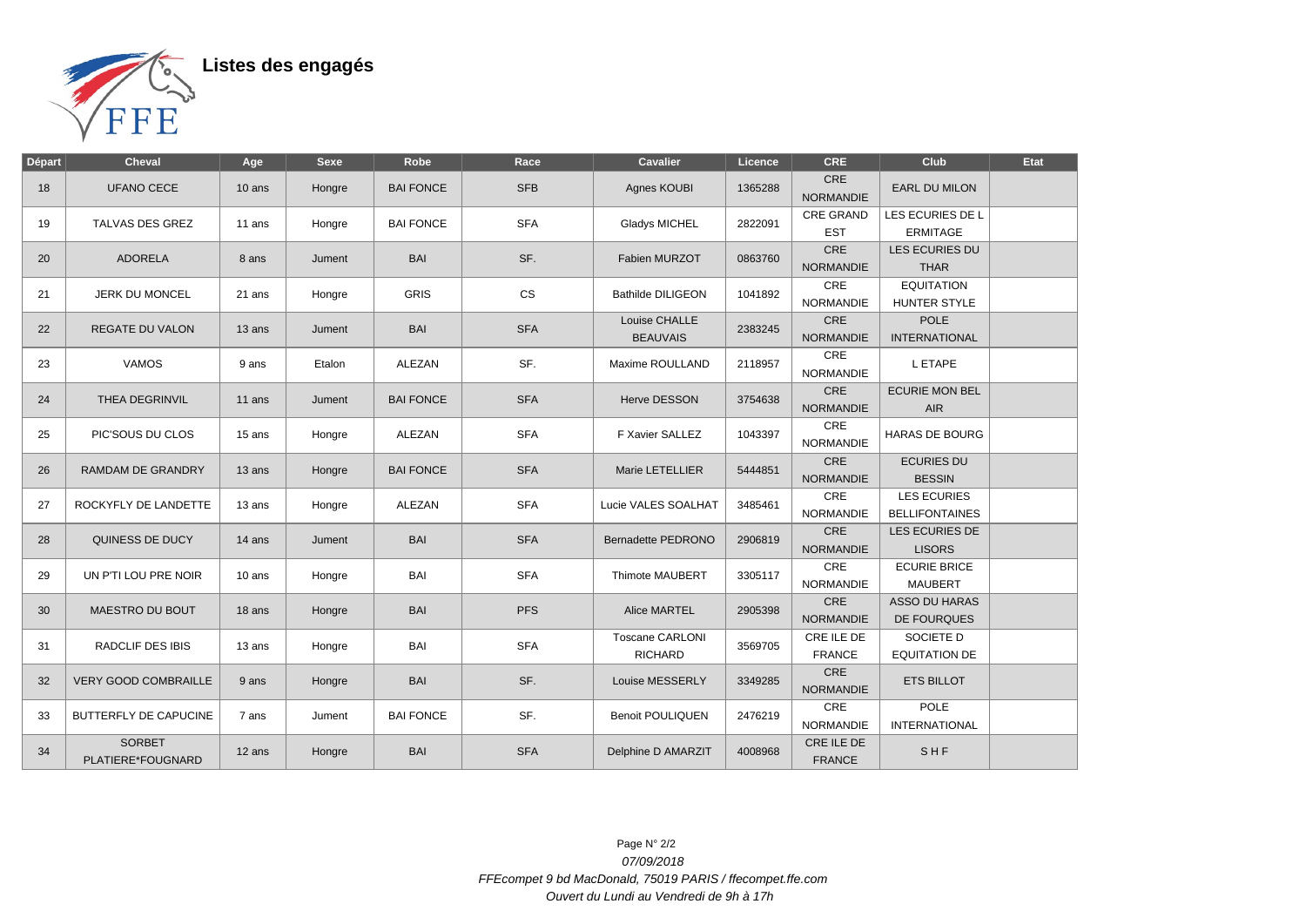# Listes des engagés

| Départ | Cheval | Age | Sexe | Robe | Race | Cavalier | Licence | CRE | Club | Etat |
|---|---|---|---|---|---|---|---|---|---|---|
| 18 | UFANO CECE | 10 ans | Hongre | BAI FONCE | SFB | Agnes KOUBI | 1365288 | CRE NORMANDIE | EARL DU MILON | |
| 19 | TALVAS DES GREZ | 11 ans | Hongre | BAI FONCE | SFA | Gladys MICHEL | 2822091 | CRE GRAND EST | LES ECURIES DE L ERMITAGE | |
| 20 | ADORELA | 8 ans | Jument | BAI | SF. | Fabien MURZOT | 0863760 | CRE NORMANDIE | LES ECURIES DU THAR | |
| 21 | JERK DU MONCEL | 21 ans | Hongre | GRIS | CS | Bathilde DILIGEON | 1041892 | CRE NORMANDIE | EQUITATION HUNTER STYLE | |
| 22 | REGATE DU VALON | 13 ans | Jument | BAI | SFA | Louise CHALLE BEAUVAIS | 2383245 | CRE NORMANDIE | POLE INTERNATIONAL | |
| 23 | VAMOS | 9 ans | Etalon | ALEZAN | SF. | Maxime ROULLAND | 2118957 | CRE NORMANDIE | L ETAPE | |
| 24 | THEA DEGRINVIL | 11 ans | Jument | BAI FONCE | SFA | Herve DESSON | 3754638 | CRE NORMANDIE | ECURIE MON BEL AIR | |
| 25 | PIC'SOUS DU CLOS | 15 ans | Hongre | ALEZAN | SFA | F Xavier SALLEZ | 1043397 | CRE NORMANDIE | HARAS DE BOURG | |
| 26 | RAMDAM DE GRANDRY | 13 ans | Hongre | BAI FONCE | SFA | Marie LETELLIER | 5444851 | CRE NORMANDIE | ECURIES DU BESSIN | |
| 27 | ROCKYFLY DE LANDETTE | 13 ans | Hongre | ALEZAN | SFA | Lucie VALES SOALHAT | 3485461 | CRE NORMANDIE | LES ECURIES BELLIFONTAINES | |
| 28 | QUINESS DE DUCY | 14 ans | Jument | BAI | SFA | Bernadette PEDRONO | 2906819 | CRE NORMANDIE | LES ECURIES DE LISORS | |
| 29 | UN P'TI LOU PRE NOIR | 10 ans | Hongre | BAI | SFA | Thimote MAUBERT | 3305117 | CRE NORMANDIE | ECURIE BRICE MAUBERT | |
| 30 | MAESTRO DU BOUT | 18 ans | Hongre | BAI | PFS | Alice MARTEL | 2905398 | CRE NORMANDIE | ASSO DU HARAS DE FOURQUES | |
| 31 | RADCLIF DES IBIS | 13 ans | Hongre | BAI | SFA | Toscane CARLONI RICHARD | 3569705 | CRE ILE DE FRANCE | SOCIETE D EQUITATION DE | |
| 32 | VERY GOOD COMBRAILLE | 9 ans | Hongre | BAI | SF. | Louise MESSERLY | 3349285 | CRE NORMANDIE | ETS BILLOT | |
| 33 | BUTTERFLY DE CAPUCINE | 7 ans | Jument | BAI FONCE | SF. | Benoit POULIQUEN | 2476219 | CRE NORMANDIE | POLE INTERNATIONAL | |
| 34 | SORBET PLATIERE*FOUGNARD | 12 ans | Hongre | BAI | SFA | Delphine D AMARZIT | 4008968 | CRE ILE DE FRANCE | S H F | |

*07/09/2018*

*FFEcompet 9 bd MacDonald, 75019 PARIS / ffecompet.ffe.com*

*Ouvert du Lundi au Vendredi de 9h à 17h*